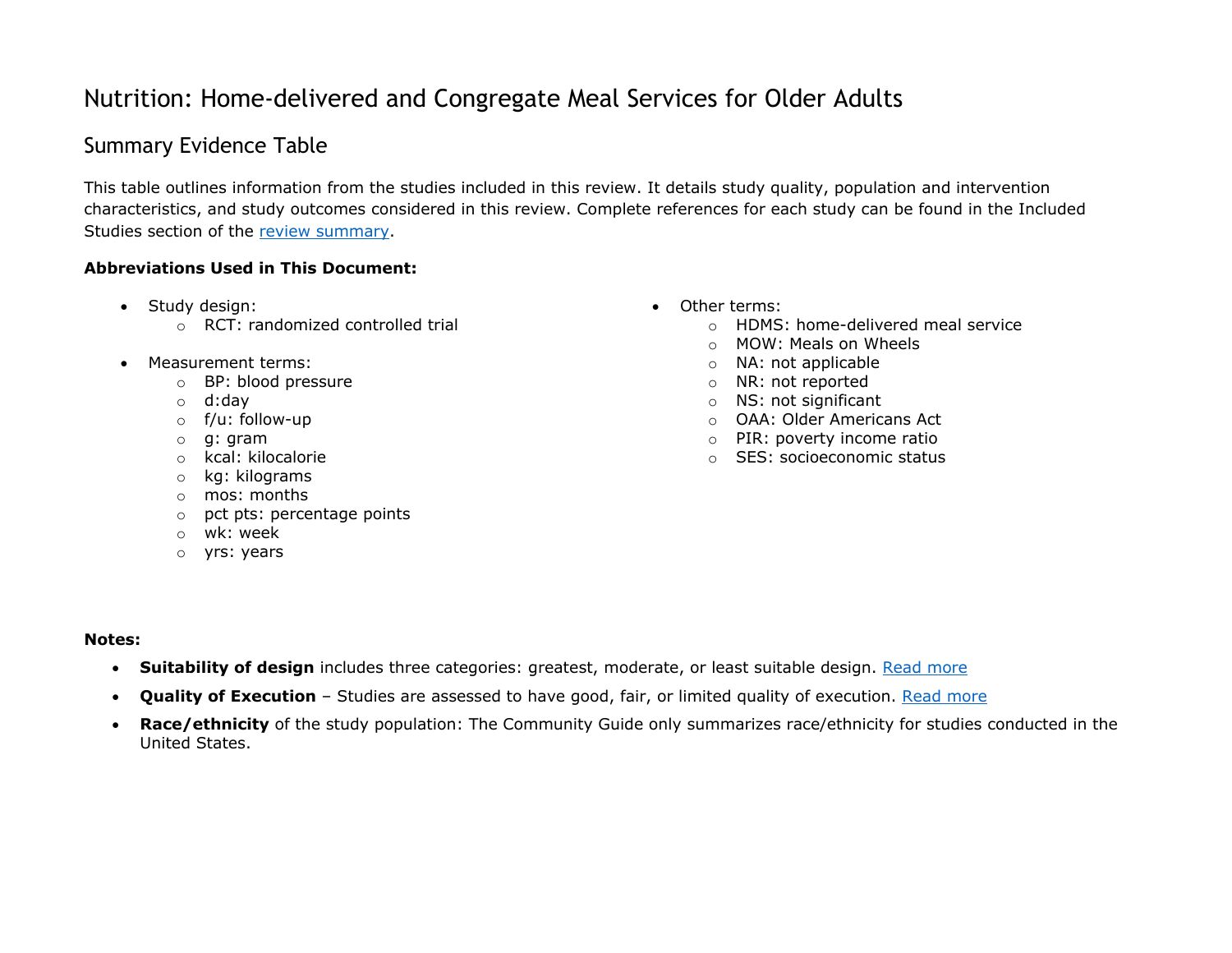# Nutrition: Home-delivered and Congregate Meal Services for Older Adults

## Summary Evidence Table

This table outlines information from the studies included in this review. It details study quality, population and intervention characteristics, and study outcomes considered in this review. Complete references for each study can be found in the Included Studies section of the [review summary](review summary).

**Abbreviations Used in This Document:**

- Study design:
  - RCT: randomized controlled trial
- Measurement terms:
  - BP: blood pressure
  - d:day
  - f/u: follow-up
  - g: gram
  - kcal: kilocalorie
  - kg: kilograms
  - mos: months
  - pct pts: percentage points
  - wk: week
  - yrs: years
- Other terms:
  - HDMS: home-delivered meal service
  - MOW: Meals on Wheels
  - NA: not applicable
  - NR: not reported
  - NS: not significant
  - OAA: Older Americans Act
  - PIR: poverty income ratio
  - SES: socioeconomic status

**Notes:**

- **Suitability of design** includes three categories: greatest, moderate, or least suitable design. [Read more](Read more)
- **Quality of Execution** – Studies are assessed to have good, fair, or limited quality of execution. [Read more](Read more)
- **Race/ethnicity** of the study population: The Community Guide only summarizes race/ethnicity for studies conducted in the United States.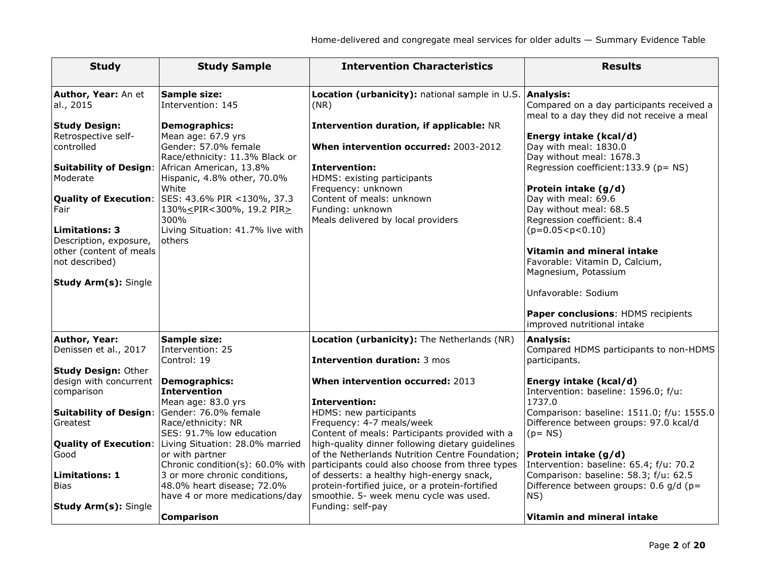| Study | Study Sample | Intervention Characteristics | Results |
|---|---|---|---|
| **Author, Year:** An et al., 2015<br><br>**Study Design:** Retrospective self-controlled<br><br>**Suitability of Design:** Moderate<br><br>**Quality of Execution:** Fair<br><br>**Limitations: 3** Description, exposure, other (content of meals not described)<br><br>**Study Arm(s):** Single | **Sample size:**<br>Intervention: 145<br><br>**Demographics:**<br>Mean age: 67.9 yrs<br>Gender: 57.0% female<br>Race/ethnicity: 11.3% Black or African American, 13.8% Hispanic, 4.8% other, 70.0% White<br>SES: 43.6% PIR <130%, 37.3 130%≤PIR<300%, 19.2 PIR≥ 300%<br>Living Situation: 41.7% live with others | **Location (urbanicity):** national sample in U.S. (NR)<br><br>**Intervention duration, if applicable:** NR<br><br>**When intervention occurred:** 2003-2012<br><br>**Intervention:**<br>HDMS: existing participants<br>Frequency: unknown<br>Content of meals: unknown<br>Funding: unknown<br>Meals delivered by local providers | **Analysis:**<br>Compared on a day participants received a meal to a day they did not receive a meal<br><br>**Energy intake (kcal/d)**<br>Day with meal: 1830.0<br>Day without meal: 1678.3<br>Regression coefficient:133.9 (p= NS)<br><br>**Protein intake (g/d)**<br>Day with meal: 69.6<br>Day without meal: 68.5<br>Regression coefficient: 8.4 ($p=0.05<p<0.10$)<br><br>**Vitamin and mineral intake**<br>Favorable: Vitamin D, Calcium, Magnesium, Potassium<br><br>Unfavorable: Sodium<br><br>**Paper conclusions**: HDMS recipients improved nutritional intake |
| **Author, Year:** Denissen et al., 2017<br><br>**Study Design:** Other design with concurrent comparison<br><br>**Suitability of Design:** Greatest<br><br>**Quality of Execution:** Good<br><br>**Limitations: 1** Bias<br><br>**Study Arm(s):** Single | **Sample size:**<br>Intervention: 25<br>Control: 19<br><br>**Demographics:**<br>**Intervention**<br>Mean age: 83.0 yrs<br>Gender: 76.0% female<br>Race/ethnicity: NR<br>SES: 91.7% low education<br>Living Situation: 28.0% married or with partner<br>Chronic condition(s): 60.0% with 3 or more chronic conditions, 48.0% heart disease; 72.0% have 4 or more medications/day<br><br>**Comparison** | **Location (urbanicity):** The Netherlands (NR)<br><br>**Intervention duration:** 3 mos<br><br>**When intervention occurred:** 2013<br><br>**Intervention:**<br>HDMS: new participants<br>Frequency: 4-7 meals/week<br>Content of meals: Participants provided with a high-quality dinner following dietary guidelines of the Netherlands Nutrition Centre Foundation; participants could also choose from three types of desserts: a healthy high-energy snack, protein-fortified juice, or a protein-fortified smoothie. 5- week menu cycle was used.<br>Funding: self-pay | **Analysis:**<br>Compared HDMS participants to non-HDMS participants.<br><br>**Energy intake (kcal/d)**<br>Intervention: baseline: 1596.0; f/u: 1737.0<br>Comparison: baseline: 1511.0; f/u: 1555.0<br>Difference between groups: 97.0 kcal/d (p= NS)<br><br>**Protein intake (g/d)**<br>Intervention: baseline: 65.4; f/u: 70.2<br>Comparison: baseline: 58.3; f/u: 62.5<br>Difference between groups: 0.6 g/d (p= NS)<br><br>**Vitamin and mineral intake** |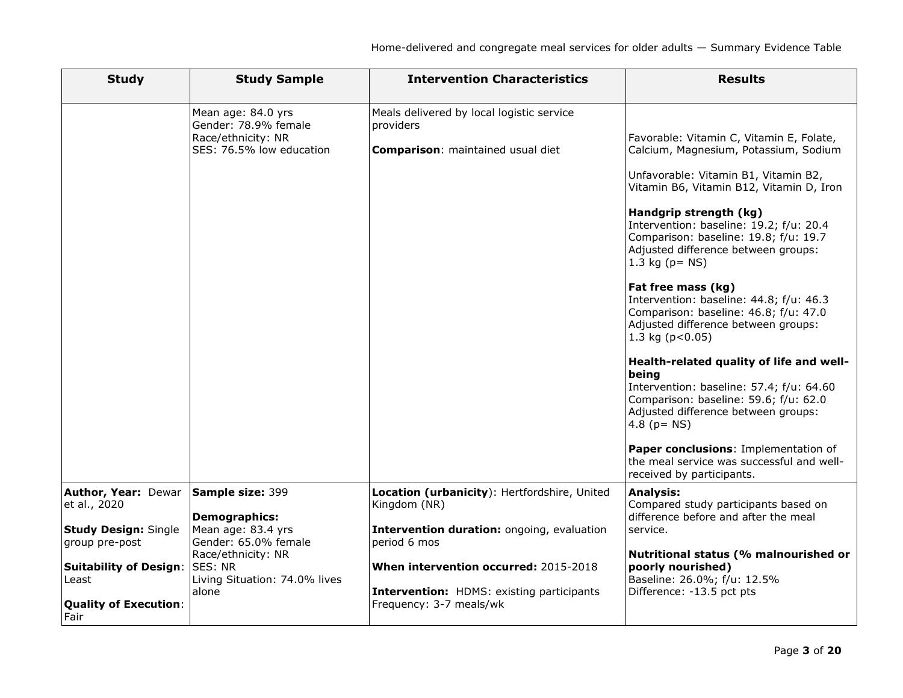| Study | Study Sample | Intervention Characteristics | Results |
|---|---|---|---|
| | Mean age: 84.0 yrs<br>Gender: 78.9% female<br>Race/ethnicity: NR<br>SES: 76.5% low education | Meals delivered by local logistic service providers<br><br>**Comparison**: maintained usual diet | Favorable: Vitamin C, Vitamin E, Folate, Calcium, Magnesium, Potassium, Sodium<br><br>Unfavorable: Vitamin B1, Vitamin B2, Vitamin B6, Vitamin B12, Vitamin D, Iron<br><br>**Handgrip strength (kg)**<br>Intervention: baseline: 19.2; f/u: 20.4<br>Comparison: baseline: 19.8; f/u: 19.7<br>Adjusted difference between groups: 1.3 kg (p= NS)<br><br>**Fat free mass (kg)**<br>Intervention: baseline: 44.8; f/u: 46.3<br>Comparison: baseline: 46.8; f/u: 47.0<br>Adjusted difference between groups: 1.3 kg (p<0.05)<br><br>**Health-related quality of life and well-being**<br>Intervention: baseline: 57.4; f/u: 64.60<br>Comparison: baseline: 59.6; f/u: 62.0<br>Adjusted difference between groups: 4.8 (p= NS)<br><br>**Paper conclusions**: Implementation of the meal service was successful and well-received by participants. |
| **Author, Year:** Dewar et al., 2020<br><br>**Study Design:** Single group pre-post<br><br>**Suitability of Design**: Least<br><br>**Quality of Execution**: Fair | **Sample size:** 399<br><br>**Demographics:**<br>Mean age: 83.4 yrs<br>Gender: 65.0% female<br>Race/ethnicity: NR<br>SES: NR<br>Living Situation: 74.0% lives alone | **Location (urbanicity)**: Hertfordshire, United Kingdom (NR)<br><br>**Intervention duration:** ongoing, evaluation period 6 mos<br><br>**When intervention occurred:** 2015-2018<br><br>**Intervention:** HDMS: existing participants<br>Frequency: 3-7 meals/wk | **Analysis:**<br>Compared study participants based on difference before and after the meal service.<br><br>**Nutritional status (% malnourished or poorly nourished)**<br>Baseline: 26.0%; f/u: 12.5%<br>Difference: -13.5 pct pts |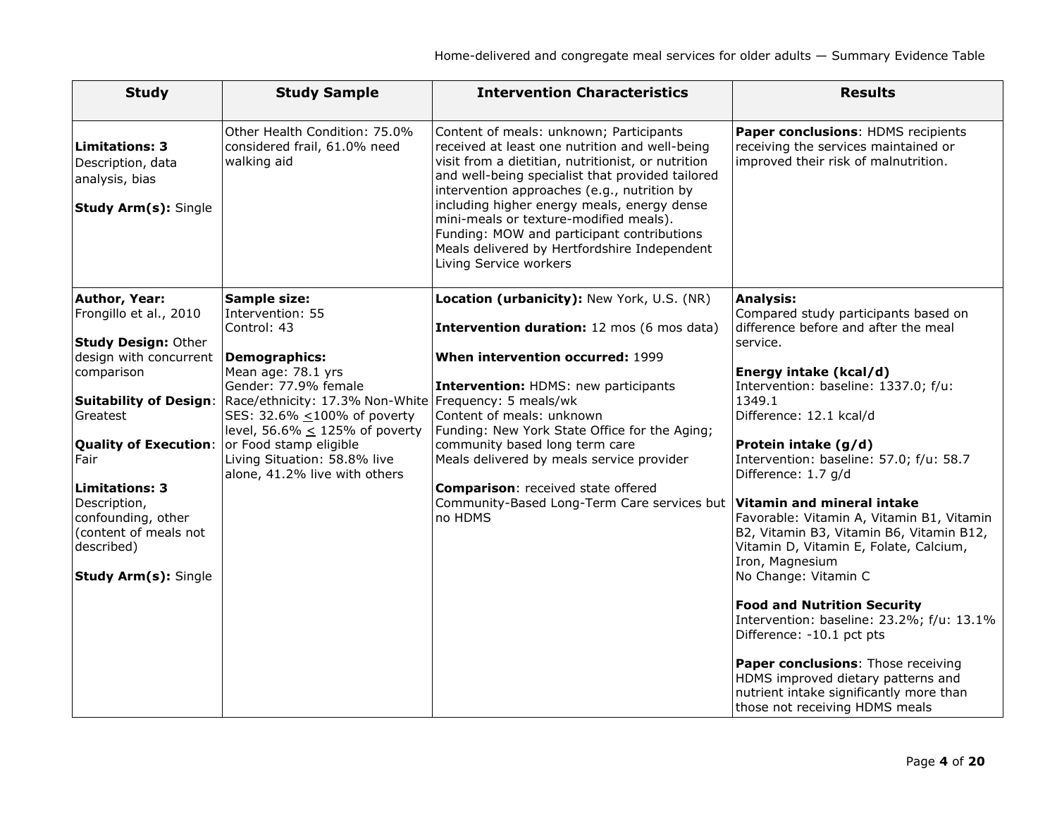| Study | Study Sample | Intervention Characteristics | Results |
|---|---|---|---|
| **Limitations: 3**<br>Description, data analysis, bias<br><br>**Study Arm(s):** Single | Other Health Condition: 75.0% considered frail, 61.0% need walking aid | Content of meals: unknown; Participants received at least one nutrition and well-being visit from a dietitian, nutritionist, or nutrition and well-being specialist that provided tailored intervention approaches (e.g., nutrition by including higher energy meals, energy dense mini-meals or texture-modified meals).<br>Funding: MOW and participant contributions<br>Meals delivered by Hertfordshire Independent Living Service workers | **Paper conclusions**: HDMS recipients receiving the services maintained or improved their risk of malnutrition. |
| **Author, Year:** Frongillo et al., 2010<br><br>**Study Design:** Other design with concurrent comparison<br><br>**Suitability of Design**: Greatest<br><br>**Quality of Execution**: Fair<br><br>**Limitations: 3**<br>Description, confounding, other (content of meals not described)<br><br>**Study Arm(s):** Single | **Sample size:**<br>Intervention: 55<br>Control: 43<br><br>**Demographics:**<br>Mean age: 78.1 yrs<br>Gender: 77.9% female<br>Race/ethnicity: 17.3% Non-White<br>SES: 32.6% ≤100% of poverty level, 56.6% ≤ 125% of poverty or Food stamp eligible<br>Living Situation: 58.8% live alone, 41.2% live with others | **Location (urbanicity):** New York, U.S. (NR)<br><br>**Intervention duration:** 12 mos (6 mos data)<br><br>**When intervention occurred:** 1999<br><br>**Intervention:** HDMS: new participants<br>Frequency: 5 meals/wk<br>Content of meals: unknown<br>Funding: New York State Office for the Aging; community based long term care<br>Meals delivered by meals service provider<br><br>**Comparison**: received state offered Community-Based Long-Term Care services but no HDMS | **Analysis:**<br>Compared study participants based on difference before and after the meal service.<br><br>**Energy intake (kcal/d)**<br>Intervention: baseline: 1337.0; f/u: 1349.1<br>Difference: 12.1 kcal/d<br><br>**Protein intake (g/d)**<br>Intervention: baseline: 57.0; f/u: 58.7<br>Difference: 1.7 g/d<br><br>**Vitamin and mineral intake**<br>Favorable: Vitamin A, Vitamin B1, Vitamin B2, Vitamin B3, Vitamin B6, Vitamin B12, Vitamin D, Vitamin E, Folate, Calcium, Iron, Magnesium<br>No Change: Vitamin C<br><br>**Food and Nutrition Security**<br>Intervention: baseline: 23.2%; f/u: 13.1%<br>Difference: -10.1 pct pts<br><br>**Paper conclusions**: Those receiving HDMS improved dietary patterns and nutrient intake significantly more than those not receiving HDMS meals |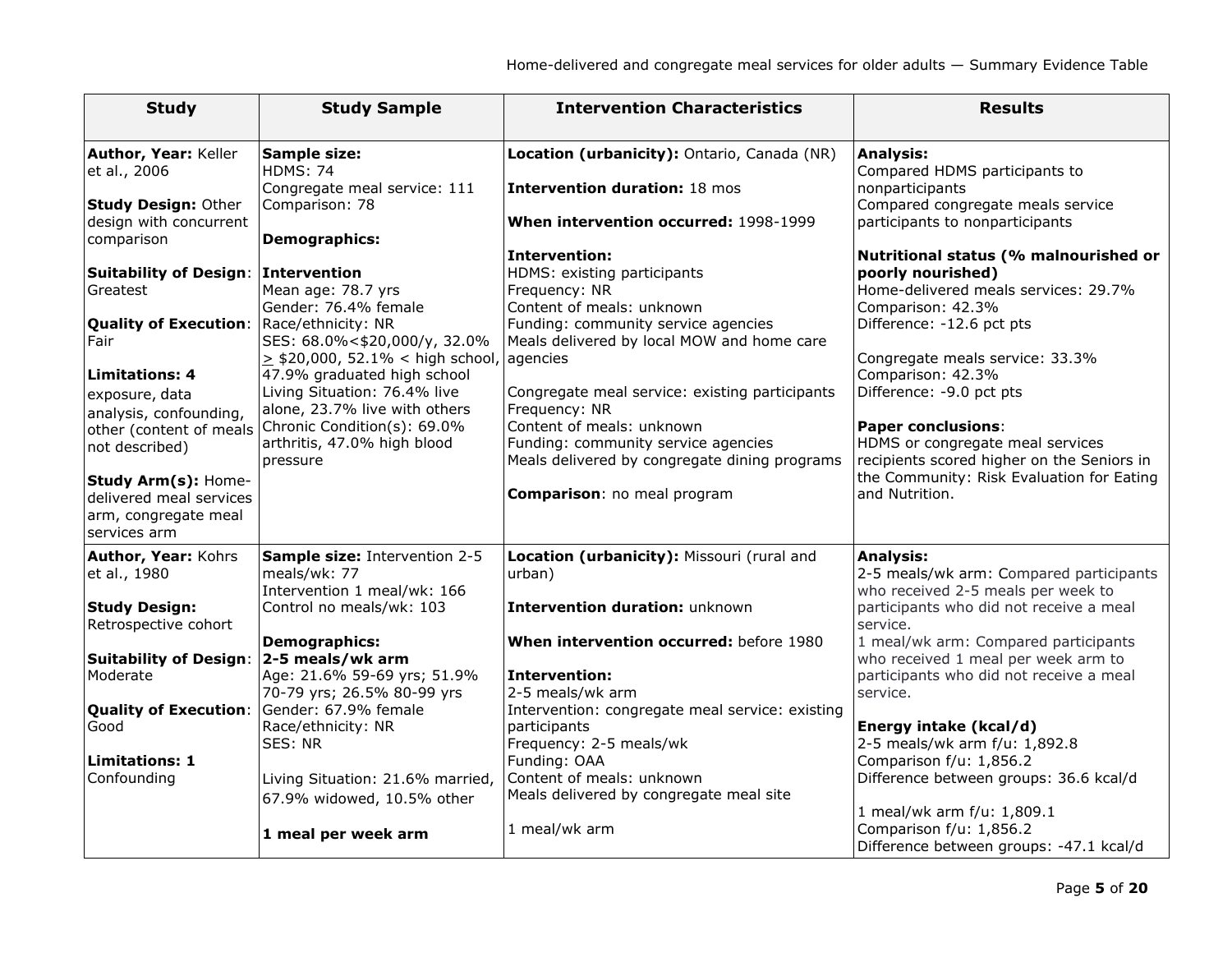| Study | Study Sample | Intervention Characteristics | Results |
|---|---|---|---|
| **Author, Year:** Keller et al., 2006<br><br>**Study Design:** Other design with concurrent comparison<br><br>**Suitability of Design**: Greatest<br><br>**Quality of Execution**: Fair<br><br>**Limitations: 4**<br>exposure, data analysis, confounding, other (content of meals not described)<br><br>**Study Arm(s):** Home-delivered meal services arm, congregate meal services arm | **Sample size:**<br>HDMS: 74<br>Congregate meal service: 111<br>Comparison: 78<br><br>**Demographics:**<br><br>**Intervention**<br>Mean age: 78.7 yrs<br>Gender: 76.4% female<br>Race/ethnicity: NR<br>SES: 68.0%<$20,000/y, 32.0% ≥ $20,000, 52.1% < high school, 47.9% graduated high school<br>Living Situation: 76.4% live alone, 23.7% live with others<br>Chronic Condition(s): 69.0% arthritis, 47.0% high blood pressure | **Location (urbanicity):** Ontario, Canada (NR)<br><br>**Intervention duration:** 18 mos<br><br>**When intervention occurred:** 1998-1999<br><br>**Intervention:**<br>HDMS: existing participants<br>Frequency: NR<br>Content of meals: unknown<br>Funding: community service agencies<br>Meals delivered by local MOW and home care agencies<br><br>Congregate meal service: existing participants<br>Frequency: NR<br>Content of meals: unknown<br>Funding: community service agencies<br>Meals delivered by congregate dining programs<br><br>**Comparison**: no meal program | **Analysis:**<br>Compared HDMS participants to nonparticipants<br>Compared congregate meals service participants to nonparticipants<br><br>**Nutritional status (% malnourished or poorly nourished)**<br>Home-delivered meals services: 29.7%<br>Comparison: 42.3%<br>Difference: -12.6 pct pts<br><br>Congregate meals service: 33.3%<br>Comparison: 42.3%<br>Difference: -9.0 pct pts<br><br>**Paper conclusions**:<br>HDMS or congregate meal services recipients scored higher on the Seniors in the Community: Risk Evaluation for Eating and Nutrition. |
| **Author, Year:** Kohrs et al., 1980<br><br>**Study Design:** Retrospective cohort<br><br>**Suitability of Design**: Moderate<br><br>**Quality of Execution**: Good<br><br>**Limitations: 1**<br>Confounding | **Sample size:** Intervention 2-5 meals/wk: 77<br>Intervention 1 meal/wk: 166<br>Control no meals/wk: 103<br><br>**Demographics:**<br>**2-5 meals/wk arm**<br>Age: 21.6% 59-69 yrs; 51.9% 70-79 yrs; 26.5% 80-99 yrs<br>Gender: 67.9% female<br>Race/ethnicity: NR<br>SES: NR<br><br>Living Situation: 21.6% married, 67.9% widowed, 10.5% other<br><br>**1 meal per week arm** | **Location (urbanicity):** Missouri (rural and urban)<br><br>**Intervention duration:** unknown<br><br>**When intervention occurred:** before 1980<br><br>**Intervention:**<br>2-5 meals/wk arm<br>Intervention: congregate meal service: existing participants<br>Frequency: 2-5 meals/wk<br>Funding: OAA<br>Content of meals: unknown<br>Meals delivered by congregate meal site<br><br>1 meal/wk arm | **Analysis:**<br>2-5 meals/wk arm: Compared participants who received 2-5 meals per week to participants who did not receive a meal service.<br>1 meal/wk arm: Compared participants who received 1 meal per week arm to participants who did not receive a meal service.<br><br>**Energy intake (kcal/d)**<br>2-5 meals/wk arm f/u: 1,892.8<br>Comparison f/u: 1,856.2<br>Difference between groups: 36.6 kcal/d<br><br>1 meal/wk arm f/u: 1,809.1<br>Comparison f/u: 1,856.2<br>Difference between groups: -47.1 kcal/d |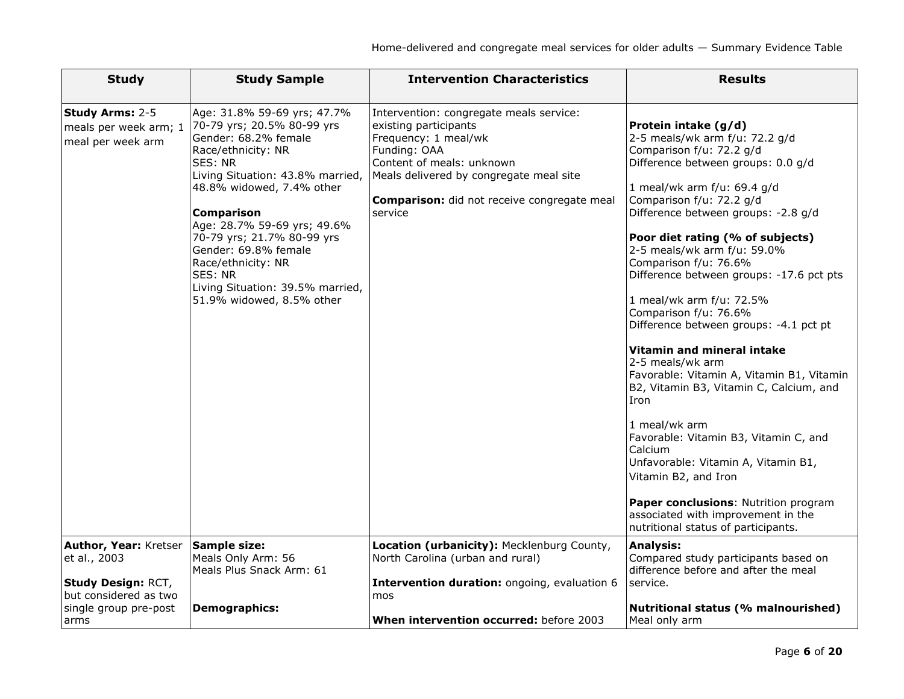| Study | Study Sample | Intervention Characteristics | Results |
|---|---|---|---|
| **Study Arms:** 2-5 meals per week arm; 1 meal per week arm | Age: 31.8% 59-69 yrs; 47.7% 70-79 yrs; 20.5% 80-99 yrs<br>Gender: 68.2% female<br>Race/ethnicity: NR<br>SES: NR<br>Living Situation: 43.8% married, 48.8% widowed, 7.4% other<br><br>**Comparison**<br>Age: 28.7% 59-69 yrs; 49.6% 70-79 yrs; 21.7% 80-99 yrs<br>Gender: 69.8% female<br>Race/ethnicity: NR<br>SES: NR<br>Living Situation: 39.5% married, 51.9% widowed, 8.5% other | Intervention: congregate meals service: existing participants<br>Frequency: 1 meal/wk<br>Funding: OAA<br>Content of meals: unknown<br>Meals delivered by congregate meal site<br><br>**Comparison:** did not receive congregate meal service | **Protein intake (g/d)**<br>2-5 meals/wk arm f/u: 72.2 g/d<br>Comparison f/u: 72.2 g/d<br>Difference between groups: 0.0 g/d<br><br>1 meal/wk arm f/u: 69.4 g/d<br>Comparison f/u: 72.2 g/d<br>Difference between groups: -2.8 g/d<br><br>**Poor diet rating (% of subjects)**<br>2-5 meals/wk arm f/u: 59.0%<br>Comparison f/u: 76.6%<br>Difference between groups: -17.6 pct pts<br><br>1 meal/wk arm f/u: 72.5%<br>Comparison f/u: 76.6%<br>Difference between groups: -4.1 pct pt<br><br>**Vitamin and mineral intake**<br>2-5 meals/wk arm<br>Favorable: Vitamin A, Vitamin B1, Vitamin B2, Vitamin B3, Vitamin C, Calcium, and Iron<br><br>1 meal/wk arm<br>Favorable: Vitamin B3, Vitamin C, and Calcium<br>Unfavorable: Vitamin A, Vitamin B1, Vitamin B2, and Iron<br><br>**Paper conclusions**: Nutrition program associated with improvement in the nutritional status of participants. |
| **Author, Year:** Kretser et al., 2003<br><br>**Study Design:** RCT, but considered as two single group pre-post arms | **Sample size:**<br>Meals Only Arm: 56<br>Meals Plus Snack Arm: 61<br><br>**Demographics:** | **Location (urbanicity):** Mecklenburg County, North Carolina (urban and rural)<br><br>**Intervention duration:** ongoing, evaluation 6 mos<br><br>**When intervention occurred:** before 2003 | **Analysis:**<br>Compared study participants based on difference before and after the meal service.<br><br>**Nutritional status (% malnourished)**<br>Meal only arm |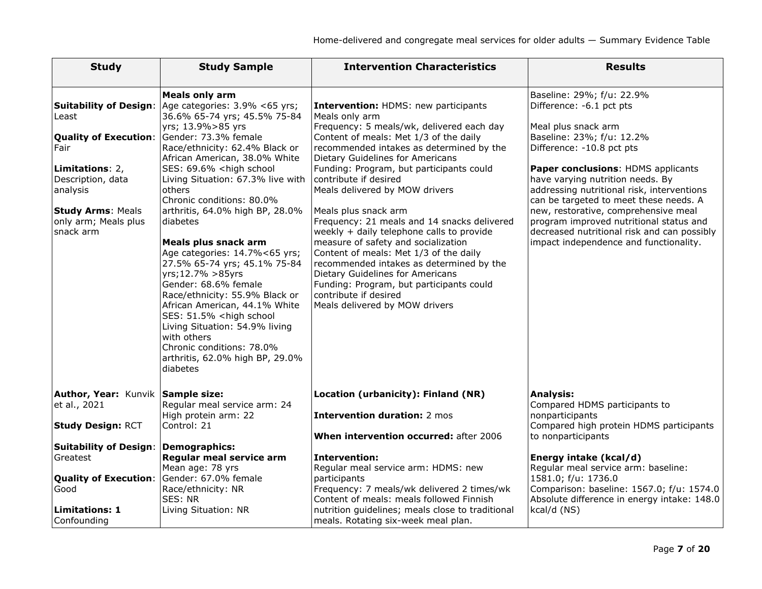| Study | Study Sample | Intervention Characteristics | Results |
|---|---|---|---|
| **Suitability of Design**: Least<br><br>**Quality of Execution**: Fair<br><br>**Limitations**: 2, Description, data analysis<br><br>**Study Arms**: Meals only arm; Meals plus snack arm | **Meals only arm**<br>Age categories: 3.9% <65 yrs; 36.6% 65-74 yrs; 45.5% 75-84 yrs; 13.9%>85 yrs<br>Gender: 73.3% female<br>Race/ethnicity: 62.4% Black or African American, 38.0% White<br>SES: 69.6% <high school<br>Living Situation: 67.3% live with others<br>Chronic conditions: 80.0% arthritis, 64.0% high BP, 28.0% diabetes<br><br>**Meals plus snack arm**<br>Age categories: 14.7%<65 yrs; 27.5% 65-74 yrs; 45.1% 75-84 yrs;12.7% >85yrs<br>Gender: 68.6% female<br>Race/ethnicity: 55.9% Black or African American, 44.1% White<br>SES: 51.5% <high school<br>Living Situation: 54.9% living with others<br>Chronic conditions: 78.0% arthritis, 62.0% high BP, 29.0% diabetes | **Intervention:** HDMS: new participants<br>Meals only arm<br>Frequency: 5 meals/wk, delivered each day<br>Content of meals: Met 1/3 of the daily recommended intakes as determined by the Dietary Guidelines for Americans<br>Funding: Program, but participants could contribute if desired<br>Meals delivered by MOW drivers<br><br>Meals plus snack arm<br>Frequency: 21 meals and 14 snacks delivered weekly + daily telephone calls to provide measure of safety and socialization<br>Content of meals: Met 1/3 of the daily recommended intakes as determined by the Dietary Guidelines for Americans<br>Funding: Program, but participants could contribute if desired<br>Meals delivered by MOW drivers | Baseline: 29%; f/u: 22.9%<br>Difference: -6.1 pct pts<br><br>Meal plus snack arm<br>Baseline: 23%; f/u: 12.2%<br>Difference: -10.8 pct pts<br><br>**Paper conclusions**: HDMS applicants have varying nutrition needs. By addressing nutritional risk, interventions can be targeted to meet these needs. A new, restorative, comprehensive meal program improved nutritional status and decreased nutritional risk and can possibly impact independence and functionality. |
| **Author, Year:** Kunvik et al., 2021<br><br>**Study Design:** RCT<br><br>**Suitability of Design**: Greatest<br><br>**Quality of Execution**: Good<br><br>**Limitations: 1**<br>Confounding | **Sample size:**<br>Regular meal service arm: 24<br>High protein arm: 22<br>Control: 21<br><br>**Demographics:**<br>**Regular meal service arm**<br>Mean age: 78 yrs<br>Gender: 67.0% female<br>Race/ethnicity: NR<br>SES: NR<br>Living Situation: NR | **Location (urbanicity): Finland (NR)**<br><br>**Intervention duration:** 2 mos<br><br>**When intervention occurred:** after 2006<br><br>**Intervention:**<br>Regular meal service arm: HDMS: new participants<br>Frequency: 7 meals/wk delivered 2 times/wk<br>Content of meals: meals followed Finnish nutrition guidelines; meals close to traditional meals. Rotating six-week meal plan. | **Analysis:**<br>Compared HDMS participants to nonparticipants<br>Compared high protein HDMS participants to nonparticipants<br><br>**Energy intake (kcal/d)**<br>Regular meal service arm: baseline: 1581.0; f/u: 1736.0<br>Comparison: baseline: 1567.0; f/u: 1574.0<br>Absolute difference in energy intake: 148.0 kcal/d (NS) |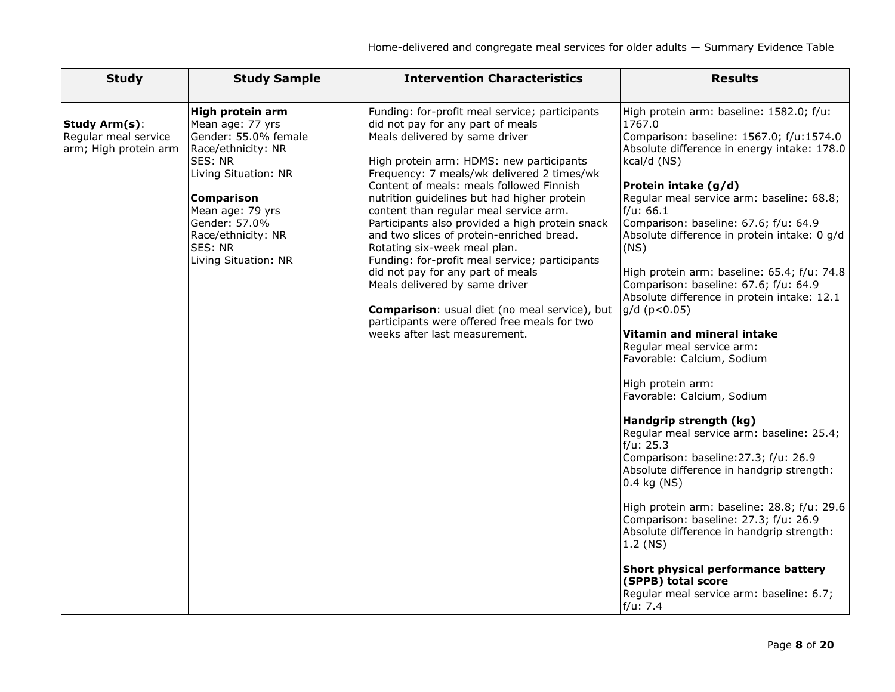| Study | Study Sample | Intervention Characteristics | Results |
|---|---|---|---|
| **Study Arm(s)**: Regular meal service arm; High protein arm | **High protein arm**<br>Mean age: 77 yrs<br>Gender: 55.0% female<br>Race/ethnicity: NR<br>SES: NR<br>Living Situation: NR<br><br>**Comparison**<br>Mean age: 79 yrs<br>Gender: 57.0%<br>Race/ethnicity: NR<br>SES: NR<br>Living Situation: NR | Funding: for-profit meal service; participants did not pay for any part of meals<br>Meals delivered by same driver<br><br>High protein arm: HDMS: new participants<br>Frequency: 7 meals/wk delivered 2 times/wk<br>Content of meals: meals followed Finnish nutrition guidelines but had higher protein content than regular meal service arm. Participants also provided a high protein snack and two slices of protein-enriched bread. Rotating six-week meal plan.<br>Funding: for-profit meal service; participants did not pay for any part of meals<br>Meals delivered by same driver<br><br>**Comparison**: usual diet (no meal service), but participants were offered free meals for two weeks after last measurement. | High protein arm: baseline: 1582.0; f/u: 1767.0<br>Comparison: baseline: 1567.0; f/u:1574.0<br>Absolute difference in energy intake: 178.0 kcal/d (NS)<br><br>**Protein intake (g/d)**<br>Regular meal service arm: baseline: 68.8; f/u: 66.1<br>Comparison: baseline: 67.6; f/u: 64.9<br>Absolute difference in protein intake: 0 g/d (NS)<br><br>High protein arm: baseline: 65.4; f/u: 74.8<br>Comparison: baseline: 67.6; f/u: 64.9<br>Absolute difference in protein intake: 12.1 g/d ($p<0.05$)<br><br>**Vitamin and mineral intake**<br>Regular meal service arm:<br>Favorable: Calcium, Sodium<br><br>High protein arm:<br>Favorable: Calcium, Sodium<br><br>**Handgrip strength (kg)**<br>Regular meal service arm: baseline: 25.4; f/u: 25.3<br>Comparison: baseline:27.3; f/u: 26.9<br>Absolute difference in handgrip strength: 0.4 kg (NS)<br><br>High protein arm: baseline: 28.8; f/u: 29.6<br>Comparison: baseline: 27.3; f/u: 26.9<br>Absolute difference in handgrip strength: 1.2 (NS)<br><br>**Short physical performance battery (SPPB) total score**<br>Regular meal service arm: baseline: 6.7; f/u: 7.4 |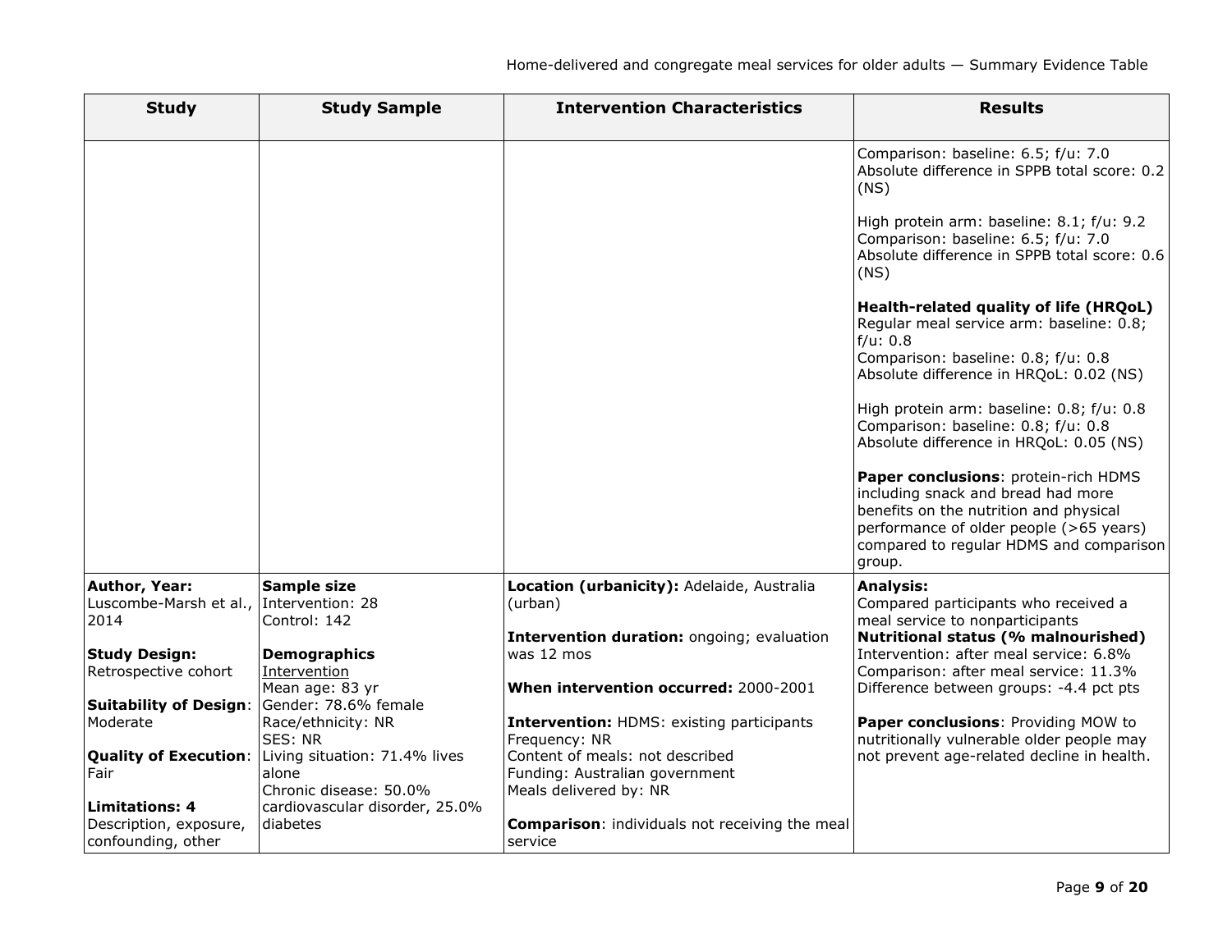| Study | Study Sample | Intervention Characteristics | Results |
|---|---|---|---|
| | | | Comparison: baseline: 6.5; f/u: 7.0<br>Absolute difference in SPPB total score: 0.2 (NS)<br><br>High protein arm: baseline: 8.1; f/u: 9.2<br>Comparison: baseline: 6.5; f/u: 7.0<br>Absolute difference in SPPB total score: 0.6 (NS)<br><br>**Health-related quality of life (HRQoL)**<br>Regular meal service arm: baseline: 0.8; f/u: 0.8<br>Comparison: baseline: 0.8; f/u: 0.8<br>Absolute difference in HRQoL: 0.02 (NS)<br><br>High protein arm: baseline: 0.8; f/u: 0.8<br>Comparison: baseline: 0.8; f/u: 0.8<br>Absolute difference in HRQoL: 0.05 (NS)<br><br>**Paper conclusions**: protein-rich HDMS including snack and bread had more benefits on the nutrition and physical performance of older people (>65 years) compared to regular HDMS and comparison group. |
| **Author, Year:**<br>Luscombe-Marsh et al., 2014<br><br>**Study Design:**<br>Retrospective cohort<br><br>**Suitability of Design**: Moderate<br><br>**Quality of Execution**: Fair<br><br>**Limitations: 4**<br>Description, exposure, confounding, other | **Sample size**<br>Intervention: 28<br>Control: 142<br><br>**Demographics**<br><u>Intervention</u><br>Mean age: 83 yr<br>Gender: 78.6% female<br>Race/ethnicity: NR<br>SES: NR<br>Living situation: 71.4% lives alone<br>Chronic disease: 50.0% cardiovascular disorder, 25.0% diabetes | **Location (urbanicity):** Adelaide, Australia (urban)<br><br>**Intervention duration:** ongoing; evaluation was 12 mos<br><br>**When intervention occurred:** 2000-2001<br><br>**Intervention:** HDMS: existing participants<br>Frequency: NR<br>Content of meals: not described<br>Funding: Australian government<br>Meals delivered by: NR<br><br>**Comparison**: individuals not receiving the meal service | **Analysis:**<br>Compared participants who received a meal service to nonparticipants<br>**Nutritional status (% malnourished)**<br>Intervention: after meal service: 6.8%<br>Comparison: after meal service: 11.3%<br>Difference between groups: -4.4 pct pts<br><br>**Paper conclusions**: Providing MOW to nutritionally vulnerable older people may not prevent age-related decline in health. |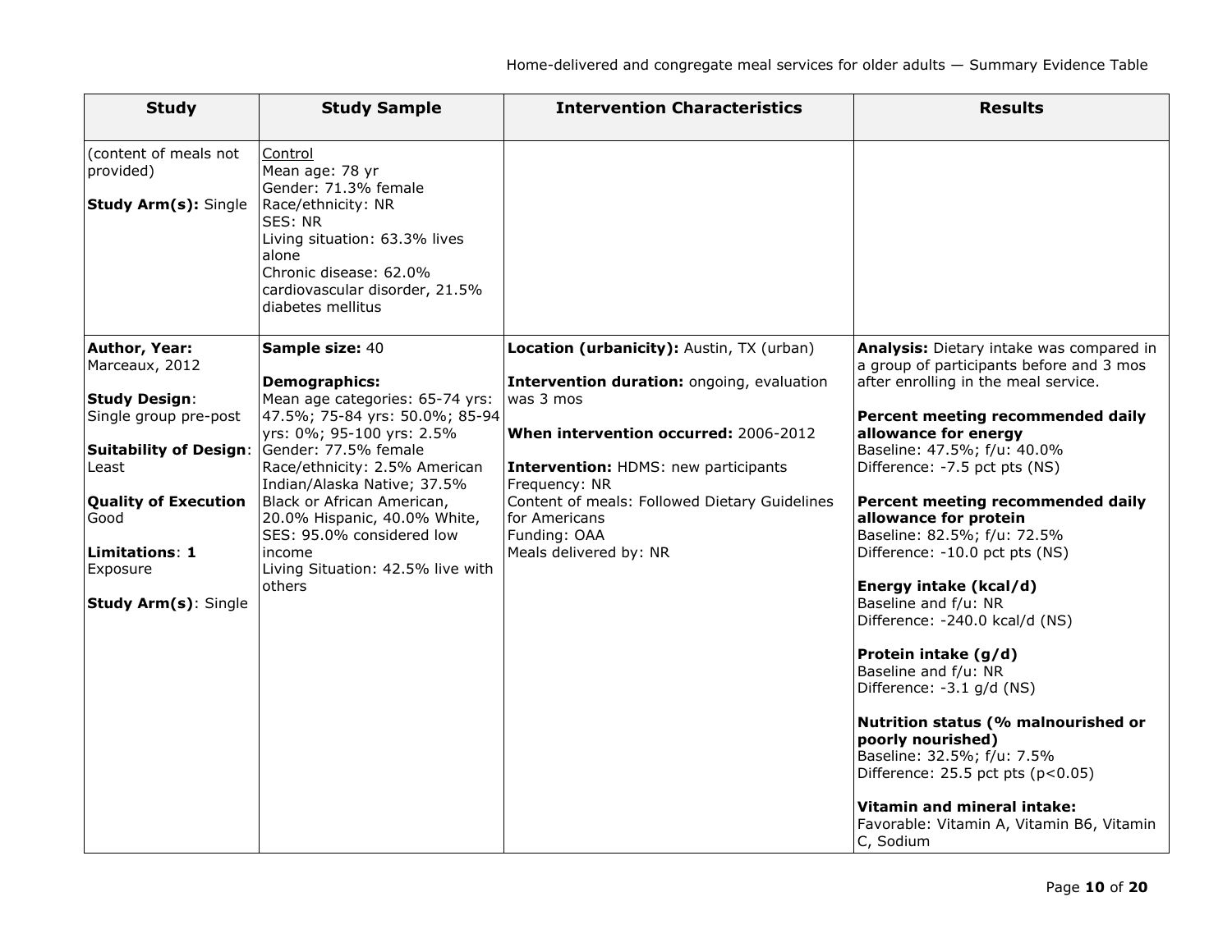| Study | Study Sample | Intervention Characteristics | Results |
|---|---|---|---|
| (content of meals not provided)<br><br>**Study Arm(s):** Single | Control<br>Mean age: 78 yr<br>Gender: 71.3% female<br>Race/ethnicity: NR<br>SES: NR<br>Living situation: 63.3% lives alone<br>Chronic disease: 62.0% cardiovascular disorder, 21.5% diabetes mellitus | | |
| **Author, Year:** Marceaux, 2012<br><br>**Study Design**: Single group pre-post<br><br>**Suitability of Design**: Least<br><br>**Quality of Execution** Good<br><br>**Limitations**: **1** Exposure<br><br>**Study Arm(s)**: Single | **Sample size:** 40<br><br>**Demographics:**<br>Mean age categories: 65-74 yrs: 47.5%; 75-84 yrs: 50.0%; 85-94 yrs: 0%; 95-100 yrs: 2.5%<br>Gender: 77.5% female<br>Race/ethnicity: 2.5% American Indian/Alaska Native; 37.5% Black or African American, 20.0% Hispanic, 40.0% White,<br>SES: 95.0% considered low income<br>Living Situation: 42.5% live with others | **Location (urbanicity):** Austin, TX (urban)<br><br>**Intervention duration:** ongoing, evaluation was 3 mos<br><br>**When intervention occurred:** 2006-2012<br><br>**Intervention:** HDMS: new participants<br>Frequency: NR<br>Content of meals: Followed Dietary Guidelines for Americans<br>Funding: OAA<br>Meals delivered by: NR | **Analysis:** Dietary intake was compared in a group of participants before and 3 mos after enrolling in the meal service.<br><br>**Percent meeting recommended daily allowance for energy**<br>Baseline: 47.5%; f/u: 40.0%<br>Difference: -7.5 pct pts (NS)<br><br>**Percent meeting recommended daily allowance for protein**<br>Baseline: 82.5%; f/u: 72.5%<br>Difference: -10.0 pct pts (NS)<br><br>**Energy intake (kcal/d)**<br>Baseline and f/u: NR<br>Difference: -240.0 kcal/d (NS)<br><br>**Protein intake (g/d)**<br>Baseline and f/u: NR<br>Difference: -3.1 g/d (NS)<br><br>**Nutrition status (% malnourished or poorly nourished)**<br>Baseline: 32.5%; f/u: 7.5%<br>Difference: 25.5 pct pts ($p<0.05$)<br><br>**Vitamin and mineral intake:**<br>Favorable: Vitamin A, Vitamin B6, Vitamin C, Sodium |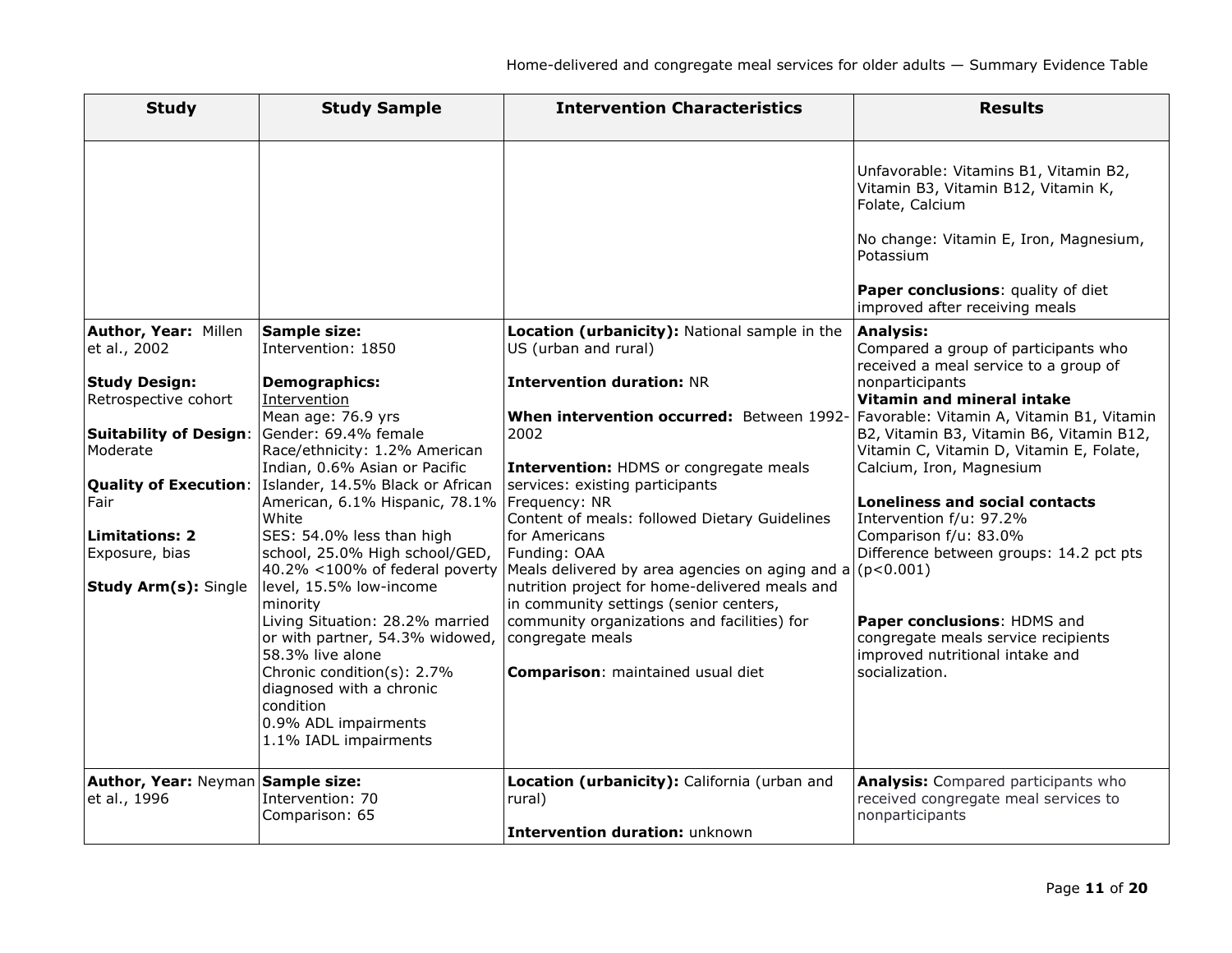| Study | Study Sample | Intervention Characteristics | Results |
|---|---|---|---|
| | | | Unfavorable: Vitamins B1, Vitamin B2, Vitamin B3, Vitamin B12, Vitamin K, Folate, Calcium<br><br>No change: Vitamin E, Iron, Magnesium, Potassium<br><br>**Paper conclusions**: quality of diet improved after receiving meals |
| **Author, Year:** Millen et al., 2002<br><br>**Study Design:** Retrospective cohort<br><br>**Suitability of Design**: Moderate<br><br>**Quality of Execution**: Fair<br><br>**Limitations: 2** Exposure, bias<br><br>**Study Arm(s):** Single | **Sample size:**<br>Intervention: 1850<br><br>**Demographics:**<br>Intervention<br>Mean age: 76.9 yrs<br>Gender: 69.4% female<br>Race/ethnicity: 1.2% American Indian, 0.6% Asian or Pacific Islander, 14.5% Black or African American, 6.1% Hispanic, 78.1% White<br>SES: 54.0% less than high school, 25.0% High school/GED, 40.2% <100% of federal poverty level, 15.5% low-income minority<br>Living Situation: 28.2% married or with partner, 54.3% widowed, 58.3% live alone<br>Chronic condition(s): 2.7% diagnosed with a chronic condition<br>0.9% ADL impairments<br>1.1% IADL impairments | **Location (urbanicity):** National sample in the US (urban and rural)<br><br>**Intervention duration:** NR<br><br>**When intervention occurred:** Between 1992-2002<br><br>**Intervention:** HDMS or congregate meals services: existing participants<br>Frequency: NR<br>Content of meals: followed Dietary Guidelines for Americans<br>Funding: OAA<br>Meals delivered by area agencies on aging and a nutrition project for home-delivered meals and in community settings (senior centers, community organizations and facilities) for congregate meals<br><br>**Comparison**: maintained usual diet | **Analysis:**<br>Compared a group of participants who received a meal service to a group of nonparticipants<br>**Vitamin and mineral intake**<br>Favorable: Vitamin A, Vitamin B1, Vitamin B2, Vitamin B3, Vitamin B6, Vitamin B12, Vitamin C, Vitamin D, Vitamin E, Folate, Calcium, Iron, Magnesium<br><br>**Loneliness and social contacts**<br>Intervention f/u: 97.2%<br>Comparison f/u: 83.0%<br>Difference between groups: 14.2 pct pts ($p<0.001$)<br><br>**Paper conclusions**: HDMS and congregate meals service recipients improved nutritional intake and socialization. |
| **Author, Year:** Neyman et al., 1996 | **Sample size:**<br>Intervention: 70<br>Comparison: 65 | **Location (urbanicity):** California (urban and rural)<br><br>**Intervention duration:** unknown | **Analysis:** Compared participants who received congregate meal services to nonparticipants |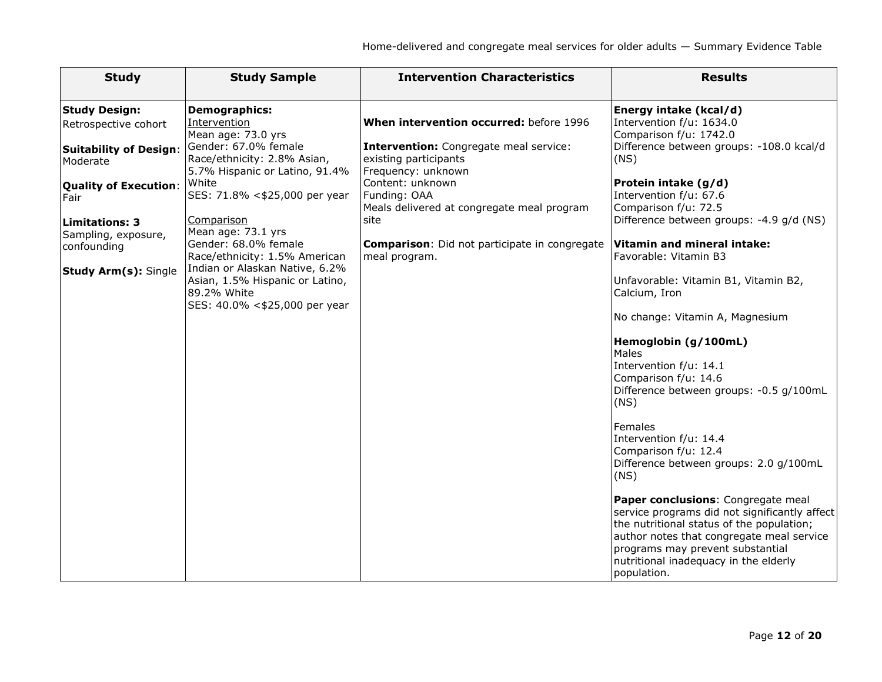| Study | Study Sample | Intervention Characteristics | Results |
|---|---|---|---|
| **Study Design:** Retrospective cohort<br><br>**Suitability of Design**: Moderate<br><br>**Quality of Execution**: Fair<br><br>**Limitations: 3** Sampling, exposure, confounding<br><br>**Study Arm(s):** Single | **Demographics:**<br>Intervention<br>Mean age: 73.0 yrs<br>Gender: 67.0% female<br>Race/ethnicity: 2.8% Asian, 5.7% Hispanic or Latino, 91.4% White<br>SES: 71.8% <$25,000 per year<br><br>Comparison<br>Mean age: 73.1 yrs<br>Gender: 68.0% female<br>Race/ethnicity: 1.5% American Indian or Alaskan Native, 6.2% Asian, 1.5% Hispanic or Latino, 89.2% White<br>SES: 40.0% <$25,000 per year | **When intervention occurred:** before 1996<br><br>**Intervention:** Congregate meal service: existing participants<br>Frequency: unknown<br>Content: unknown<br>Funding: OAA<br>Meals delivered at congregate meal program site<br><br>**Comparison**: Did not participate in congregate meal program. | **Energy intake (kcal/d)**<br>Intervention f/u: 1634.0<br>Comparison f/u: 1742.0<br>Difference between groups: -108.0 kcal/d (NS)<br><br>**Protein intake (g/d)**<br>Intervention f/u: 67.6<br>Comparison f/u: 72.5<br>Difference between groups: -4.9 g/d (NS)<br><br>**Vitamin and mineral intake:**<br>Favorable: Vitamin B3<br><br>Unfavorable: Vitamin B1, Vitamin B2, Calcium, Iron<br><br>No change: Vitamin A, Magnesium<br><br>**Hemoglobin (g/100mL)**<br>Males<br>Intervention f/u: 14.1<br>Comparison f/u: 14.6<br>Difference between groups: -0.5 g/100mL (NS)<br><br>Females<br>Intervention f/u: 14.4<br>Comparison f/u: 12.4<br>Difference between groups: 2.0 g/100mL (NS)<br><br>**Paper conclusions**: Congregate meal service programs did not significantly affect the nutritional status of the population; author notes that congregate meal service programs may prevent substantial nutritional inadequacy in the elderly population. |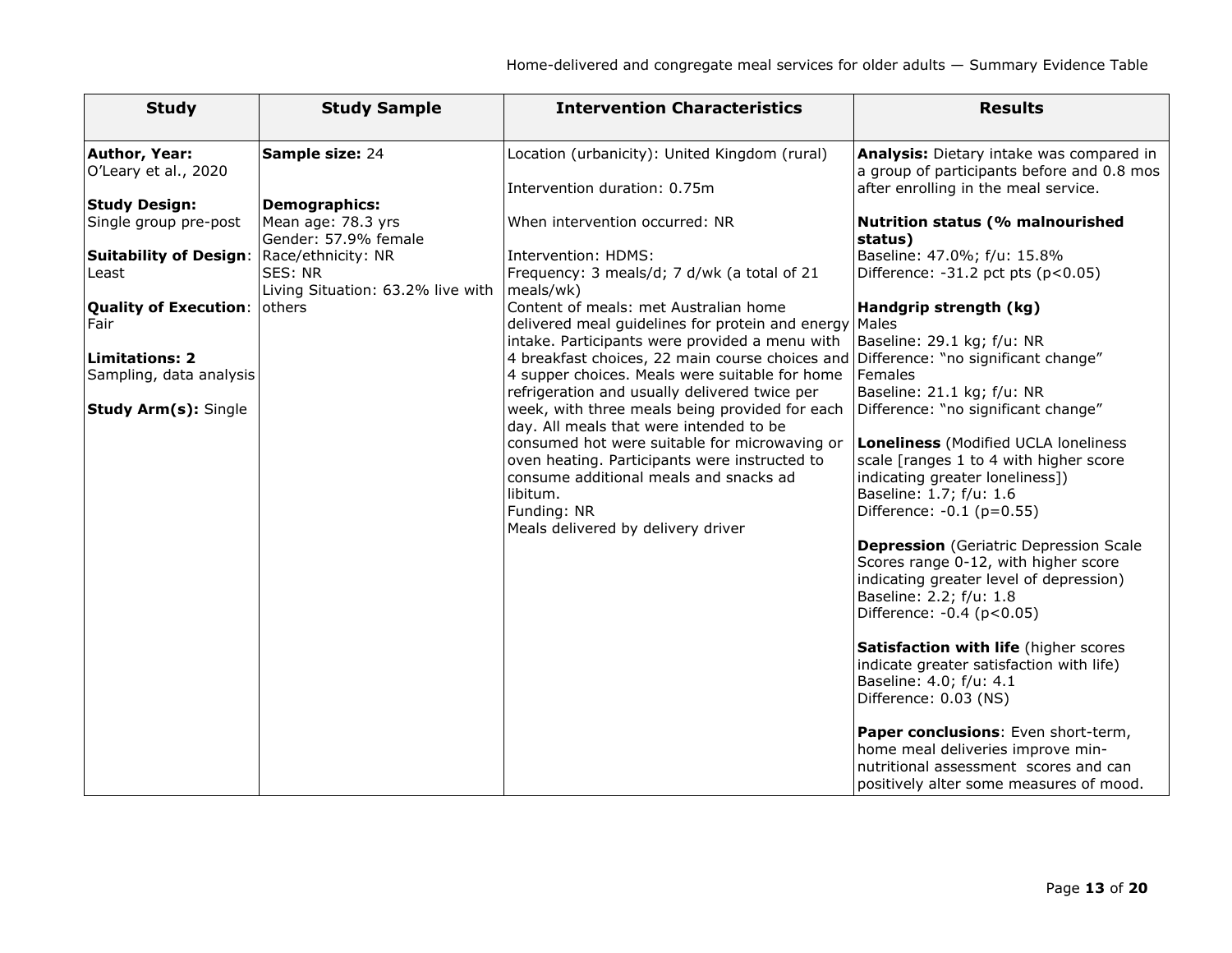| Study | Study Sample | Intervention Characteristics | Results |
|---|---|---|---|
| **Author, Year:**<br>O'Leary et al., 2020<br><br>**Study Design:**<br>Single group pre-post<br><br>**Suitability of Design**: Least<br><br>**Quality of Execution**: Fair<br><br>**Limitations: 2**<br>Sampling, data analysis<br><br>**Study Arm(s):** Single | **Sample size:** 24<br><br>**Demographics:**<br>Mean age: 78.3 yrs<br>Gender: 57.9% female<br>Race/ethnicity: NR<br>SES: NR<br>Living Situation: 63.2% live with others | Location (urbanicity): United Kingdom (rural)<br><br>Intervention duration: 0.75m<br><br>When intervention occurred: NR<br><br>Intervention: HDMS:<br>Frequency: 3 meals/d; 7 d/wk (a total of 21 meals/wk)<br>Content of meals: met Australian home delivered meal guidelines for protein and energy intake. Participants were provided a menu with 4 breakfast choices, 22 main course choices and 4 supper choices. Meals were suitable for home refrigeration and usually delivered twice per week, with three meals being provided for each day. All meals that were intended to be consumed hot were suitable for microwaving or oven heating. Participants were instructed to consume additional meals and snacks ad libitum.<br>Funding: NR<br>Meals delivered by delivery driver | **Analysis:** Dietary intake was compared in a group of participants before and 0.8 mos after enrolling in the meal service.<br><br>**Nutrition status (% malnourished status)**<br>Baseline: 47.0%; f/u: 15.8%<br>Difference: -31.2 pct pts ($p<0.05$)<br><br>**Handgrip strength (kg)**<br>Males<br>Baseline: 29.1 kg; f/u: NR<br>Difference: "no significant change"<br>Females<br>Baseline: 21.1 kg; f/u: NR<br>Difference: "no significant change"<br><br>**Loneliness** (Modified UCLA loneliness scale [ranges 1 to 4 with higher score indicating greater loneliness])<br>Baseline: 1.7; f/u: 1.6<br>Difference: -0.1 ($p=0.55$)<br><br>**Depression** (Geriatric Depression Scale Scores range 0-12, with higher score indicating greater level of depression)<br>Baseline: 2.2; f/u: 1.8<br>Difference: -0.4 ($p<0.05$)<br><br>**Satisfaction with life** (higher scores indicate greater satisfaction with life)<br>Baseline: 4.0; f/u: 4.1<br>Difference: 0.03 (NS)<br><br>**Paper conclusions**: Even short-term, home meal deliveries improve min-nutritional assessment scores and can positively alter some measures of mood. |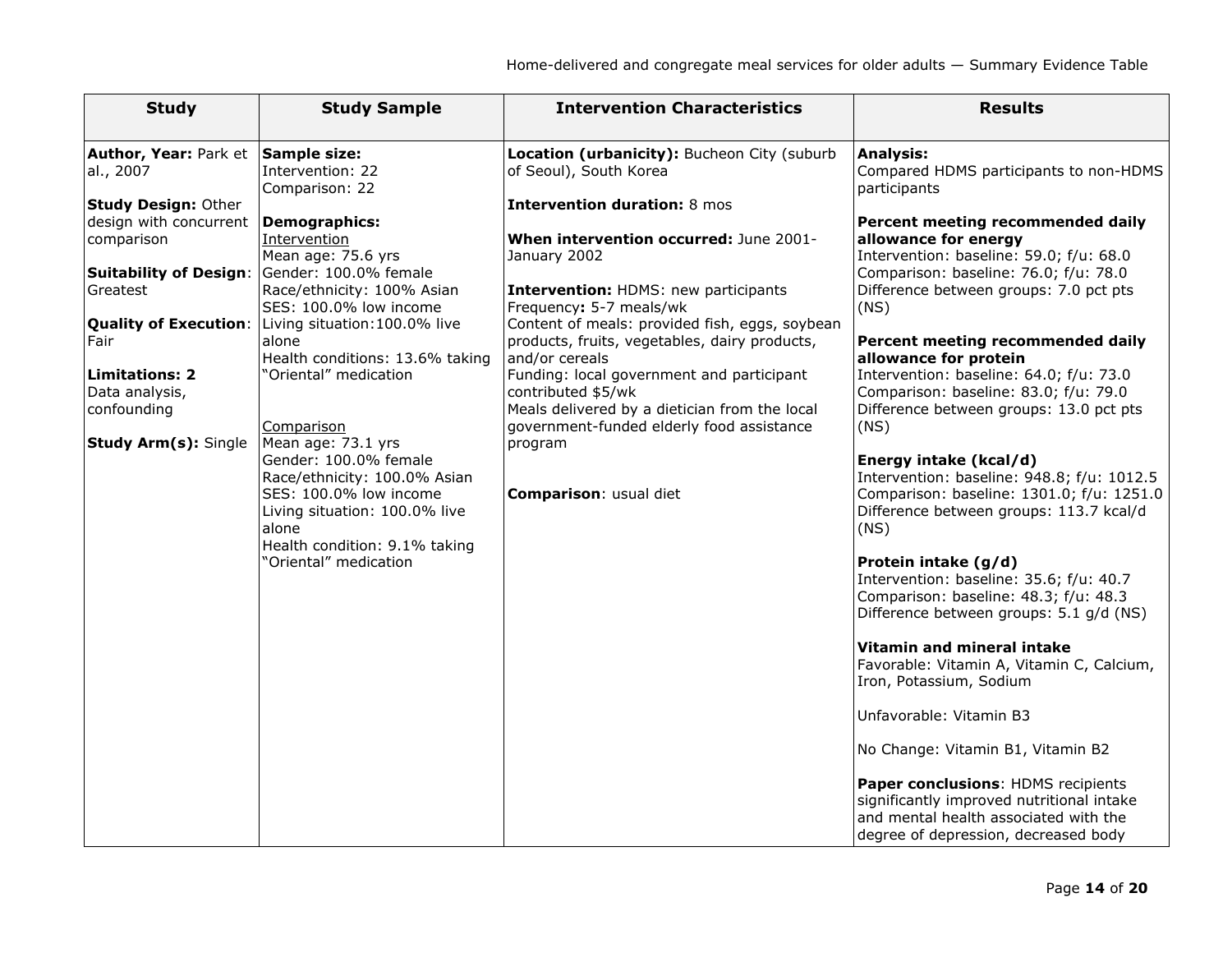| Study | Study Sample | Intervention Characteristics | Results |
|---|---|---|---|
| **Author, Year:** Park et al., 2007<br><br>**Study Design:** Other design with concurrent comparison<br><br>**Suitability of Design**: Greatest<br><br>**Quality of Execution**: Fair<br><br>**Limitations: 2**<br>Data analysis, confounding<br><br>**Study Arm(s):** Single | **Sample size:**<br>Intervention: 22<br>Comparison: 22<br><br>**Demographics:**<br>Intervention<br>Mean age: 75.6 yrs<br>Gender: 100.0% female<br>Race/ethnicity: 100% Asian<br>SES: 100.0% low income<br>Living situation:100.0% live alone<br>Health conditions: 13.6% taking "Oriental" medication<br><br>Comparison<br>Mean age: 73.1 yrs<br>Gender: 100.0% female<br>Race/ethnicity: 100.0% Asian<br>SES: 100.0% low income<br>Living situation: 100.0% live alone<br>Health condition: 9.1% taking "Oriental" medication | **Location (urbanicity):** Bucheon City (suburb of Seoul), South Korea<br><br>**Intervention duration:** 8 mos<br><br>**When intervention occurred:** June 2001-January 2002<br><br>**Intervention:** HDMS: new participants<br>Frequency**:** 5-7 meals/wk<br>Content of meals: provided fish, eggs, soybean products, fruits, vegetables, dairy products, and/or cereals<br>Funding: local government and participant contributed $5/wk<br>Meals delivered by a dietician from the local government-funded elderly food assistance program<br><br>**Comparison**: usual diet | **Analysis:**<br>Compared HDMS participants to non-HDMS participants<br><br>**Percent meeting recommended daily allowance for energy**<br>Intervention: baseline: 59.0; f/u: 68.0<br>Comparison: baseline: 76.0; f/u: 78.0<br>Difference between groups: 7.0 pct pts (NS)<br><br>**Percent meeting recommended daily allowance for protein**<br>Intervention: baseline: 64.0; f/u: 73.0<br>Comparison: baseline: 83.0; f/u: 79.0<br>Difference between groups: 13.0 pct pts (NS)<br><br>**Energy intake (kcal/d)**<br>Intervention: baseline: 948.8; f/u: 1012.5<br>Comparison: baseline: 1301.0; f/u: 1251.0<br>Difference between groups: 113.7 kcal/d (NS)<br><br>**Protein intake (g/d)**<br>Intervention: baseline: 35.6; f/u: 40.7<br>Comparison: baseline: 48.3; f/u: 48.3<br>Difference between groups: 5.1 g/d (NS)<br><br>**Vitamin and mineral intake**<br>Favorable: Vitamin A, Vitamin C, Calcium, Iron, Potassium, Sodium<br><br>Unfavorable: Vitamin B3<br><br>No Change: Vitamin B1, Vitamin B2<br><br>**Paper conclusions**: HDMS recipients significantly improved nutritional intake and mental health associated with the degree of depression, decreased body |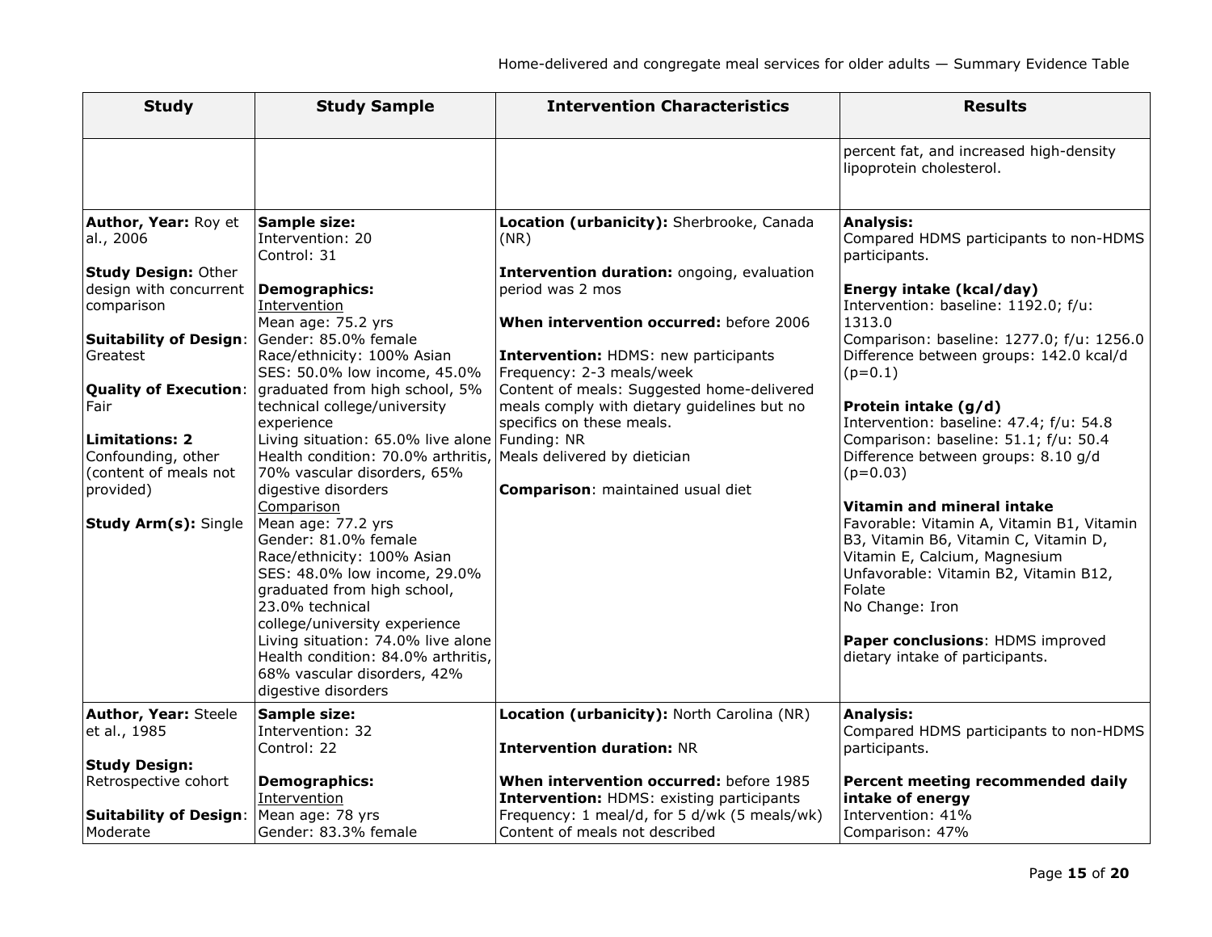| Study | Study Sample | Intervention Characteristics | Results |
|---|---|---|---|
| | | | percent fat, and increased high-density lipoprotein cholesterol. |
| **Author, Year:** Roy et al., 2006<br><br>**Study Design:** Other design with concurrent comparison<br><br>**Suitability of Design**: Greatest<br><br>**Quality of Execution**: Fair<br><br>**Limitations: 2**<br>Confounding, other (content of meals not provided)<br><br>**Study Arm(s):** Single | **Sample size:**<br>Intervention: 20<br>Control: 31<br><br>**Demographics:**<br>Intervention<br>Mean age: 75.2 yrs<br>Gender: 85.0% female<br>Race/ethnicity: 100% Asian<br>SES: 50.0% low income, 45.0% graduated from high school, 5% technical college/university experience<br>Living situation: 65.0% live alone<br>Health condition: 70.0% arthritis, 70% vascular disorders, 65% digestive disorders<br>Comparison<br>Mean age: 77.2 yrs<br>Gender: 81.0% female<br>Race/ethnicity: 100% Asian<br>SES: 48.0% low income, 29.0% graduated from high school, 23.0% technical college/university experience<br>Living situation: 74.0% live alone<br>Health condition: 84.0% arthritis, 68% vascular disorders, 42% digestive disorders | **Location (urbanicity):** Sherbrooke, Canada (NR)<br><br>**Intervention duration:** ongoing, evaluation period was 2 mos<br><br>**When intervention occurred:** before 2006<br><br>**Intervention:** HDMS: new participants<br>Frequency: 2-3 meals/week<br>Content of meals: Suggested home-delivered meals comply with dietary guidelines but no specifics on these meals.<br>Funding: NR<br>Meals delivered by dietician<br><br>**Comparison**: maintained usual diet | **Analysis:**<br>Compared HDMS participants to non-HDMS participants.<br><br>**Energy intake (kcal/day)**<br>Intervention: baseline: 1192.0; f/u: 1313.0<br>Comparison: baseline: 1277.0; f/u: 1256.0<br>Difference between groups: 142.0 kcal/d (p=0.1)<br><br>**Protein intake (g/d)**<br>Intervention: baseline: 47.4; f/u: 54.8<br>Comparison: baseline: 51.1; f/u: 50.4<br>Difference between groups: 8.10 g/d (p=0.03)<br><br>**Vitamin and mineral intake**<br>Favorable: Vitamin A, Vitamin B1, Vitamin B3, Vitamin B6, Vitamin C, Vitamin D, Vitamin E, Calcium, Magnesium<br>Unfavorable: Vitamin B2, Vitamin B12, Folate<br>No Change: Iron<br><br>**Paper conclusions**: HDMS improved dietary intake of participants. |
| **Author, Year:** Steele et al., 1985<br><br>**Study Design:** Retrospective cohort<br><br>**Suitability of Design**: Moderate | **Sample size:**<br>Intervention: 32<br>Control: 22<br><br>**Demographics:**<br>Intervention<br>Mean age: 78 yrs<br>Gender: 83.3% female | **Location (urbanicity):** North Carolina (NR)<br><br>**Intervention duration:** NR<br><br>**When intervention occurred:** before 1985<br>**Intervention:** HDMS: existing participants<br>Frequency: 1 meal/d, for 5 d/wk (5 meals/wk)<br>Content of meals not described | **Analysis:**<br>Compared HDMS participants to non-HDMS participants.<br><br>**Percent meeting recommended daily intake of energy**<br>Intervention: 41%<br>Comparison: 47% |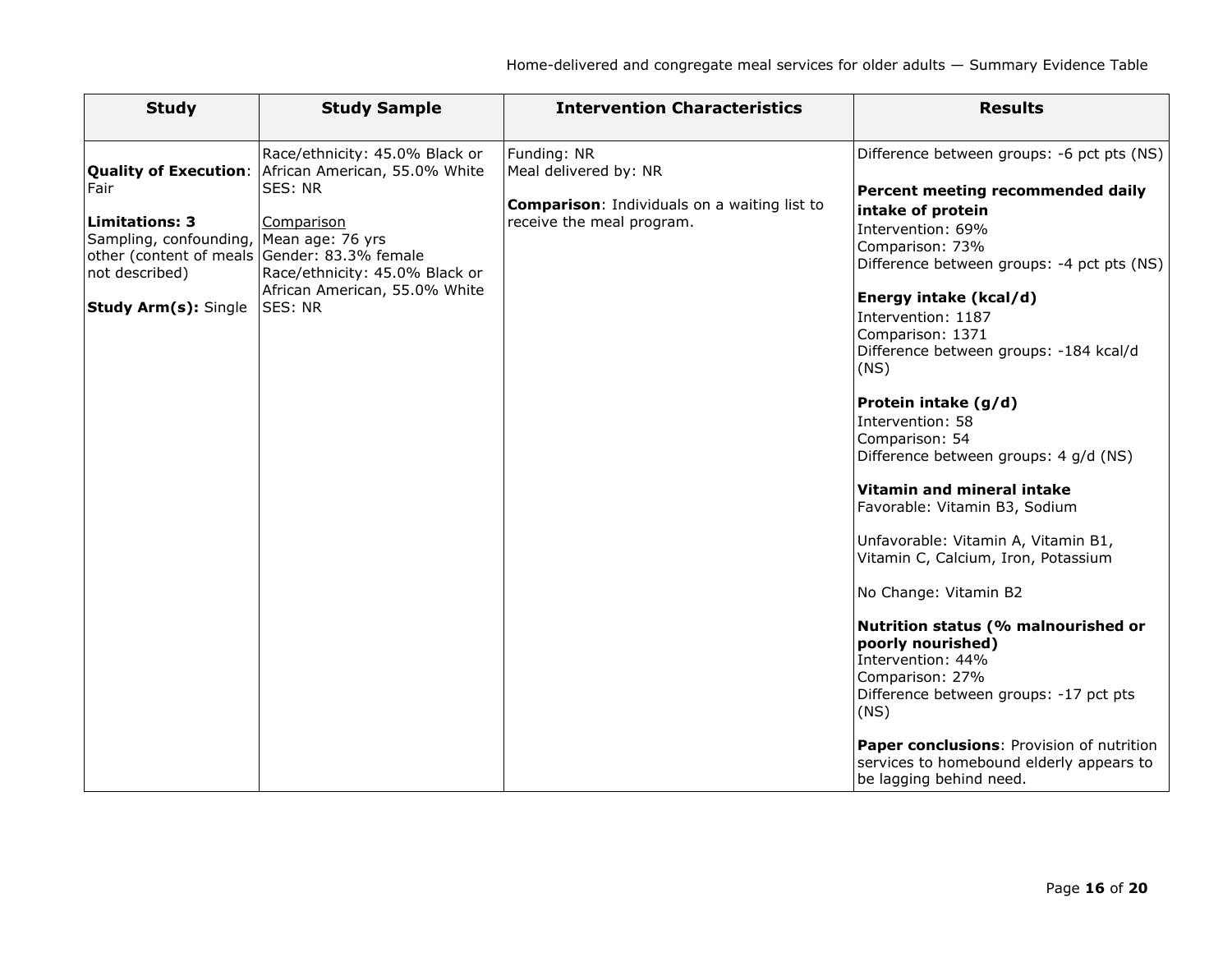| Study | Study Sample | Intervention Characteristics | Results |
|---|---|---|---|
| **Quality of Execution**: Fair<br><br>**Limitations: 3**<br>Sampling, confounding, other (content of meals not described)<br><br>**Study Arm(s):** Single | Race/ethnicity: 45.0% Black or African American, 55.0% White<br>SES: NR<br><br><u>Comparison</u><br>Mean age: 76 yrs<br>Gender: 83.3% female<br>Race/ethnicity: 45.0% Black or African American, 55.0% White<br>SES: NR | Funding: NR<br>Meal delivered by: NR<br><br>**Comparison**: Individuals on a waiting list to receive the meal program. | Difference between groups: -6 pct pts (NS)<br><br>**Percent meeting recommended daily intake of protein**<br>Intervention: 69%<br>Comparison: 73%<br>Difference between groups: -4 pct pts (NS)<br><br>**Energy intake (kcal/d)**<br>Intervention: 1187<br>Comparison: 1371<br>Difference between groups: -184 kcal/d (NS)<br><br>**Protein intake (g/d)**<br>Intervention: 58<br>Comparison: 54<br>Difference between groups: 4 g/d (NS)<br><br>**Vitamin and mineral intake**<br>Favorable: Vitamin B3, Sodium<br><br>Unfavorable: Vitamin A, Vitamin B1, Vitamin C, Calcium, Iron, Potassium<br><br>No Change: Vitamin B2<br><br>**Nutrition status (% malnourished or poorly nourished)**<br>Intervention: 44%<br>Comparison: 27%<br>Difference between groups: -17 pct pts (NS)<br><br>**Paper conclusions**: Provision of nutrition services to homebound elderly appears to be lagging behind need. |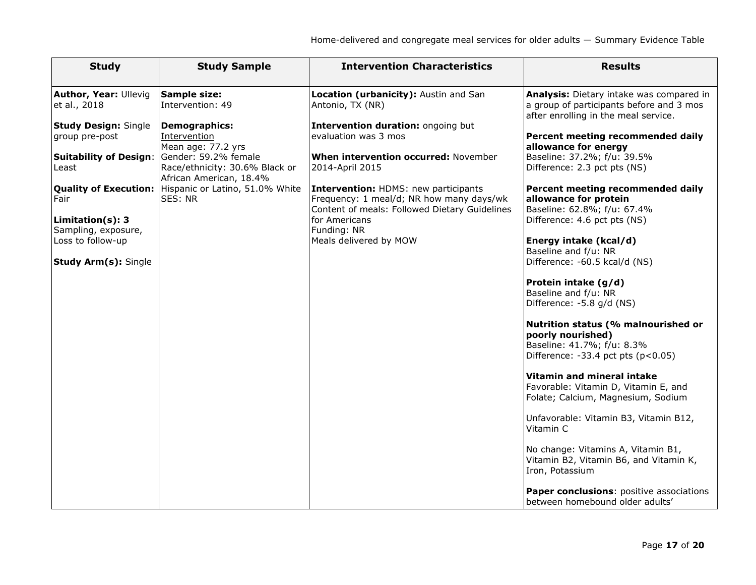| Study | Study Sample | Intervention Characteristics | Results |
|---|---|---|---|
| **Author, Year:** Ullevig et al., 2018<br><br>**Study Design:** Single group pre-post<br><br>**Suitability of Design**: Least<br><br>**Quality of Execution:** Fair<br><br>**Limitation(s): 3**<br>Sampling, exposure, Loss to follow-up<br><br>**Study Arm(s):** Single | **Sample size:**<br>Intervention: 49<br><br>**Demographics:**<br>Intervention<br>Mean age: 77.2 yrs<br>Gender: 59.2% female<br>Race/ethnicity: 30.6% Black or African American, 18.4% Hispanic or Latino, 51.0% White<br>SES: NR | **Location (urbanicity):** Austin and San Antonio, TX (NR)<br><br>**Intervention duration:** ongoing but evaluation was 3 mos<br><br>**When intervention occurred:** November 2014-April 2015<br><br>**Intervention:** HDMS: new participants<br>Frequency: 1 meal/d; NR how many days/wk<br>Content of meals: Followed Dietary Guidelines for Americans<br>Funding: NR<br>Meals delivered by MOW | **Analysis:** Dietary intake was compared in a group of participants before and 3 mos after enrolling in the meal service.<br><br>**Percent meeting recommended daily allowance for energy**<br>Baseline: 37.2%; f/u: 39.5%<br>Difference: 2.3 pct pts (NS)<br><br>**Percent meeting recommended daily allowance for protein**<br>Baseline: 62.8%; f/u: 67.4%<br>Difference: 4.6 pct pts (NS)<br><br>**Energy intake (kcal/d)**<br>Baseline and f/u: NR<br>Difference: -60.5 kcal/d (NS)<br><br>**Protein intake (g/d)**<br>Baseline and f/u: NR<br>Difference: -5.8 g/d (NS)<br><br>**Nutrition status (% malnourished or poorly nourished)**<br>Baseline: 41.7%; f/u: 8.3%<br>Difference: -33.4 pct pts ($p<0.05$)<br><br>**Vitamin and mineral intake**<br>Favorable: Vitamin D, Vitamin E, and Folate; Calcium, Magnesium, Sodium<br><br>Unfavorable: Vitamin B3, Vitamin B12, Vitamin C<br><br>No change: Vitamins A, Vitamin B1, Vitamin B2, Vitamin B6, and Vitamin K, Iron, Potassium<br><br>**Paper conclusions**: positive associations between homebound older adults' |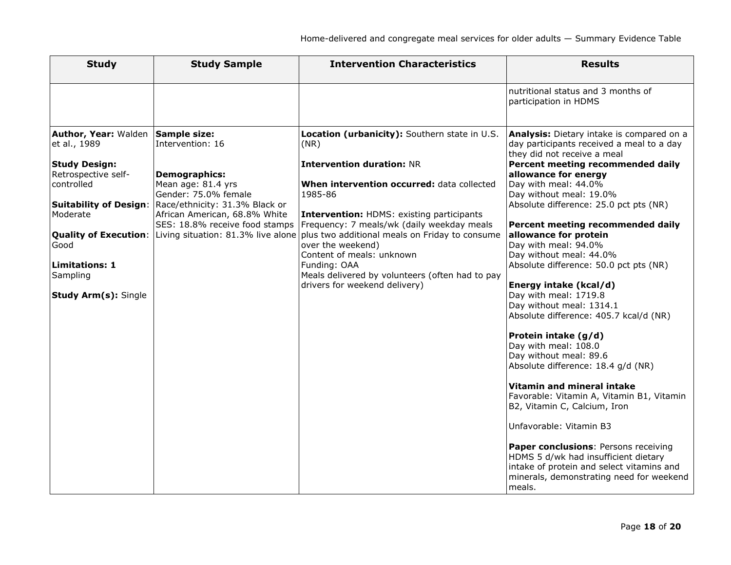| Study | Study Sample | Intervention Characteristics | Results |
|---|---|---|---|
| | | | nutritional status and 3 months of participation in HDMS |
| **Author, Year:** Walden et al., 1989<br><br>**Study Design:** Retrospective self-controlled<br><br>**Suitability of Design**: Moderate<br><br>**Quality of Execution**: Good<br><br>**Limitations: 1** Sampling<br><br>**Study Arm(s):** Single | **Sample size:** Intervention: 16<br><br>**Demographics:**<br>Mean age: 81.4 yrs<br>Gender: 75.0% female<br>Race/ethnicity: 31.3% Black or African American, 68.8% White<br>SES: 18.8% receive food stamps<br>Living situation: 81.3% live alone | **Location (urbanicity):** Southern state in U.S. (NR)<br><br>**Intervention duration:** NR<br><br>**When intervention occurred:** data collected 1985-86<br><br>**Intervention:** HDMS: existing participants<br>Frequency: 7 meals/wk (daily weekday meals plus two additional meals on Friday to consume over the weekend)<br>Content of meals: unknown<br>Funding: OAA<br>Meals delivered by volunteers (often had to pay drivers for weekend delivery) | **Analysis:** Dietary intake is compared on a day participants received a meal to a day they did not receive a meal<br>**Percent meeting recommended daily allowance for energy**<br>Day with meal: 44.0%<br>Day without meal: 19.0%<br>Absolute difference: 25.0 pct pts (NR)<br><br>**Percent meeting recommended daily allowance for protein**<br>Day with meal: 94.0%<br>Day without meal: 44.0%<br>Absolute difference: 50.0 pct pts (NR)<br><br>**Energy intake (kcal/d)**<br>Day with meal: 1719.8<br>Day without meal: 1314.1<br>Absolute difference: 405.7 kcal/d (NR)<br><br>**Protein intake (g/d)**<br>Day with meal: 108.0<br>Day without meal: 89.6<br>Absolute difference: 18.4 g/d (NR)<br><br>**Vitamin and mineral intake**<br>Favorable: Vitamin A, Vitamin B1, Vitamin B2, Vitamin C, Calcium, Iron<br><br>Unfavorable: Vitamin B3<br><br>**Paper conclusions**: Persons receiving HDMS 5 d/wk had insufficient dietary intake of protein and select vitamins and minerals, demonstrating need for weekend meals. |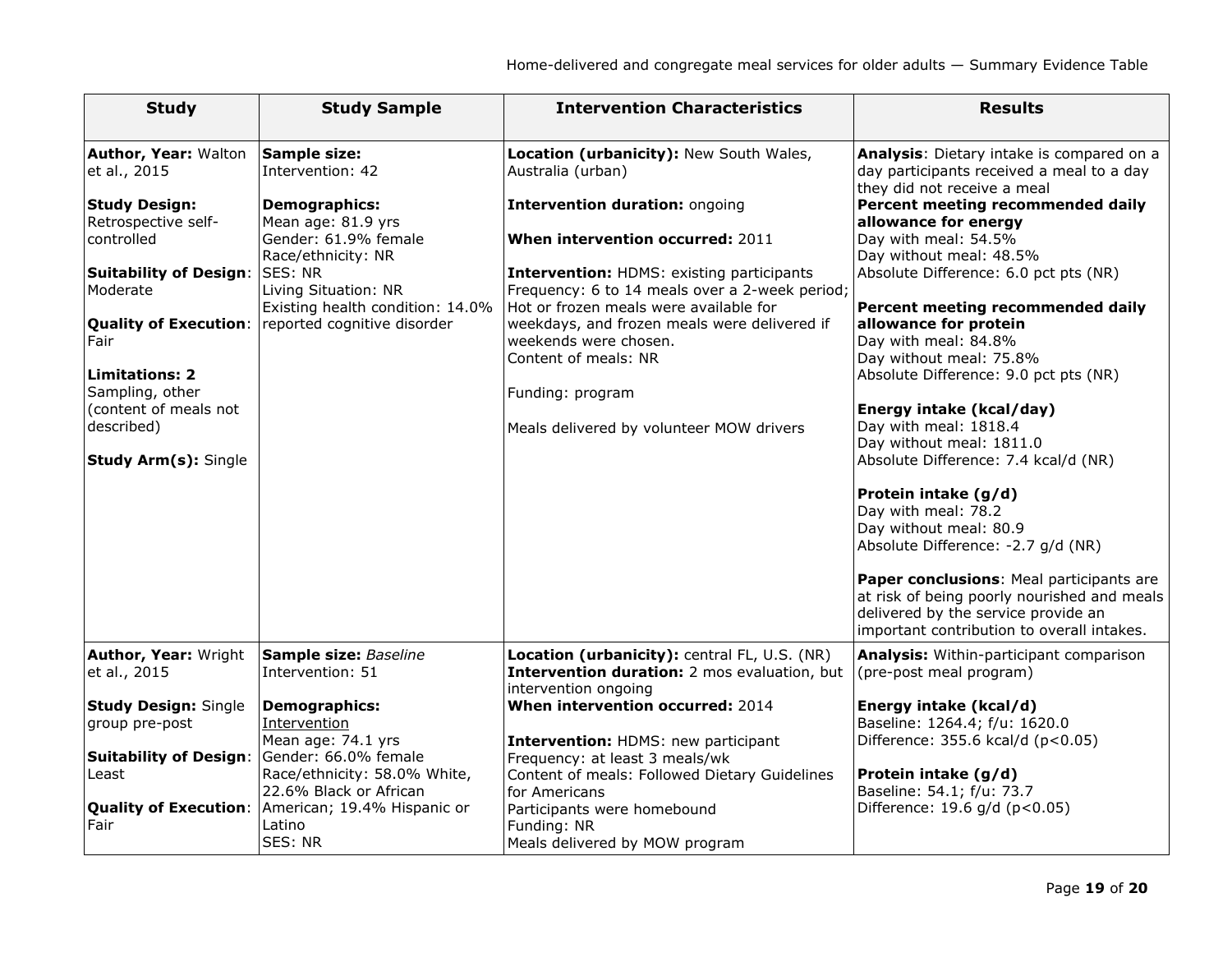| Study | Study Sample | Intervention Characteristics | Results |
|---|---|---|---|
| **Author, Year:** Walton et al., 2015<br><br>**Study Design:** Retrospective self-controlled<br><br>**Suitability of Design**: Moderate<br><br>**Quality of Execution**: Fair<br><br>**Limitations: 2**<br>Sampling, other (content of meals not described)<br><br>**Study Arm(s):** Single | **Sample size:**<br>Intervention: 42<br><br>**Demographics:**<br>Mean age: 81.9 yrs<br>Gender: 61.9% female<br>Race/ethnicity: NR<br>SES: NR<br>Living Situation: NR<br>Existing health condition: 14.0% reported cognitive disorder | **Location (urbanicity):** New South Wales, Australia (urban)<br><br>**Intervention duration:** ongoing<br><br>**When intervention occurred:** 2011<br><br>**Intervention:** HDMS: existing participants<br>Frequency: 6 to 14 meals over a 2-week period; Hot or frozen meals were available for weekdays, and frozen meals were delivered if weekends were chosen.<br>Content of meals: NR<br><br>Funding: program<br><br>Meals delivered by volunteer MOW drivers | **Analysis**: Dietary intake is compared on a day participants received a meal to a day they did not receive a meal<br>**Percent meeting recommended daily allowance for energy**<br>Day with meal: 54.5%<br>Day without meal: 48.5%<br>Absolute Difference: 6.0 pct pts (NR)<br><br>**Percent meeting recommended daily allowance for protein**<br>Day with meal: 84.8%<br>Day without meal: 75.8%<br>Absolute Difference: 9.0 pct pts (NR)<br><br>**Energy intake (kcal/day)**<br>Day with meal: 1818.4<br>Day without meal: 1811.0<br>Absolute Difference: 7.4 kcal/d (NR)<br><br>**Protein intake (g/d)**<br>Day with meal: 78.2<br>Day without meal: 80.9<br>Absolute Difference: -2.7 g/d (NR)<br><br>**Paper conclusions**: Meal participants are at risk of being poorly nourished and meals delivered by the service provide an important contribution to overall intakes. |
| **Author, Year:** Wright et al., 2015<br><br>**Study Design:** Single group pre-post<br><br>**Suitability of Design**: Least<br><br>**Quality of Execution**: Fair | **Sample size:** *Baseline*<br>Intervention: 51<br><br>**Demographics:**<br><u>Intervention</u><br>Mean age: 74.1 yrs<br>Gender: 66.0% female<br>Race/ethnicity: 58.0% White, 22.6% Black or African American; 19.4% Hispanic or Latino<br>SES: NR | **Location (urbanicity):** central FL, U.S. (NR)<br>**Intervention duration:** 2 mos evaluation, but intervention ongoing<br>**When intervention occurred:** 2014<br><br>**Intervention:** HDMS: new participant<br>Frequency: at least 3 meals/wk<br>Content of meals: Followed Dietary Guidelines for Americans<br>Participants were homebound<br>Funding: NR<br>Meals delivered by MOW program | **Analysis:** Within-participant comparison (pre-post meal program)<br><br>**Energy intake (kcal/d)**<br>Baseline: 1264.4; f/u: 1620.0<br>Difference: 355.6 kcal/d ($p<0.05$)<br><br>**Protein intake (g/d)**<br>Baseline: 54.1; f/u: 73.7<br>Difference: 19.6 g/d ($p<0.05$) |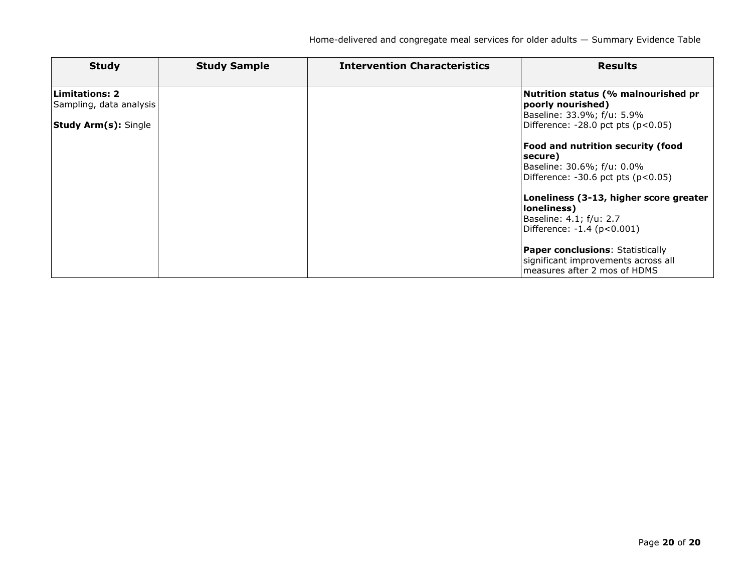| Study | Study Sample | Intervention Characteristics | Results |
|---|---|---|---|
| **Limitations: 2**<br>Sampling, data analysis<br><br>**Study Arm(s):** Single | | | **Nutrition status (% malnourished pr poorly nourished)**<br>Baseline: 33.9%; f/u: 5.9%<br>Difference: -28.0 pct pts ($p<0.05$)<br><br>**Food and nutrition security (food secure)**<br>Baseline: 30.6%; f/u: 0.0%<br>Difference: -30.6 pct pts ($p<0.05$)<br><br>**Loneliness (3-13, higher score greater loneliness)**<br>Baseline: 4.1; f/u: 2.7<br>Difference: -1.4 ($p<0.001$)<br><br>**Paper conclusions**: Statistically significant improvements across all measures after 2 mos of HDMS |